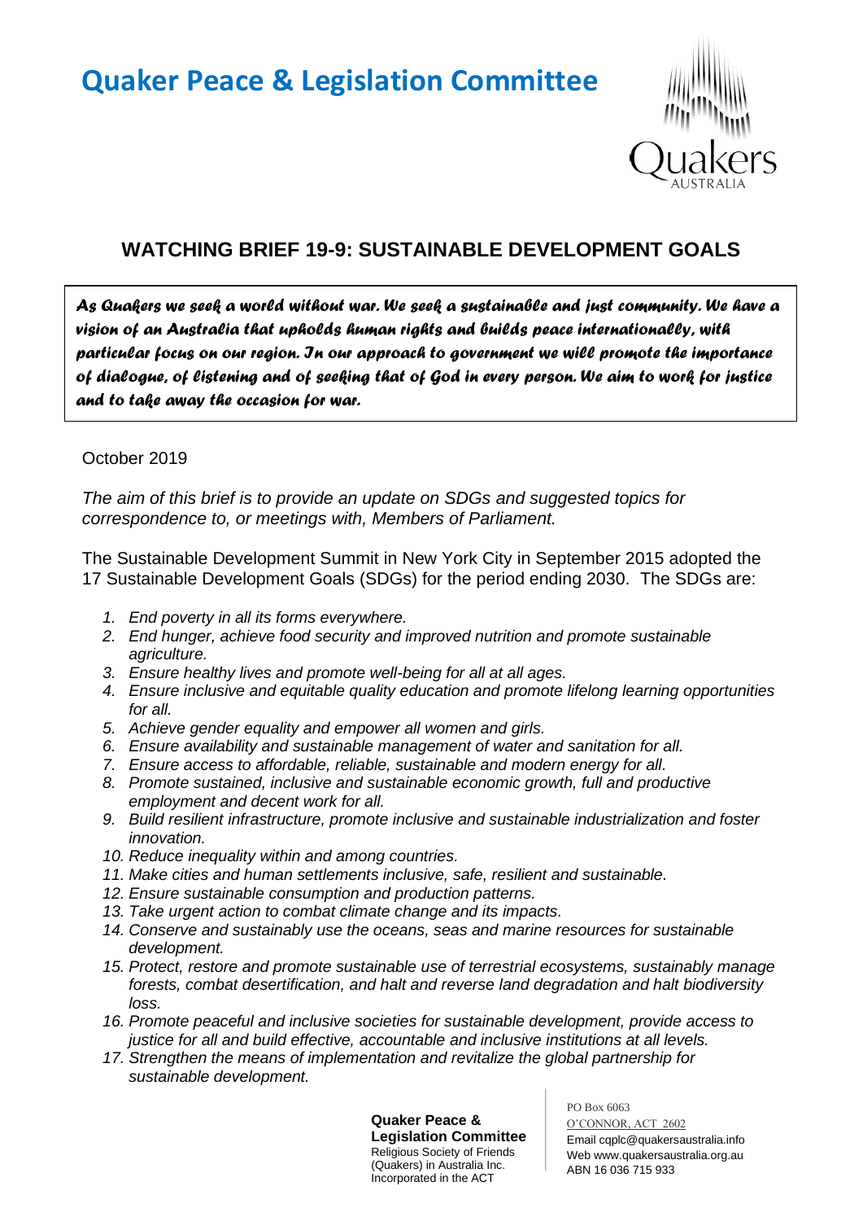# Quaker Peace & Legislation Committee

## WATCHING BRIEF 19-9: SUSTAINABLE DEVELOPMENT GOALS

***As Quakers we seek a world without war. We seek a sustainable and just community. We have a vision of an Australia that upholds human rights and builds peace internationally, with particular focus on our region. In our approach to government we will promote the importance of dialogue, of listening and of seeking that of God in every person. We aim to work for justice and to take away the occasion for war.***

October 2019

*The aim of this brief is to provide an update on SDGs and suggested topics for correspondence to, or meetings with, Members of Parliament.*

The Sustainable Development Summit in New York City in September 2015 adopted the 17 Sustainable Development Goals (SDGs) for the period ending 2030. The SDGs are:

1. *End poverty in all its forms everywhere.*
2. *End hunger, achieve food security and improved nutrition and promote sustainable agriculture.*
3. *Ensure healthy lives and promote well-being for all at all ages.*
4. *Ensure inclusive and equitable quality education and promote lifelong learning opportunities for all.*
5. *Achieve gender equality and empower all women and girls.*
6. *Ensure availability and sustainable management of water and sanitation for all.*
7. *Ensure access to affordable, reliable, sustainable and modern energy for all.*
8. *Promote sustained, inclusive and sustainable economic growth, full and productive employment and decent work for all.*
9. *Build resilient infrastructure, promote inclusive and sustainable industrialization and foster innovation.*
10. *Reduce inequality within and among countries.*
11. *Make cities and human settlements inclusive, safe, resilient and sustainable.*
12. *Ensure sustainable consumption and production patterns.*
13. *Take urgent action to combat climate change and its impacts.*
14. *Conserve and sustainably use the oceans, seas and marine resources for sustainable development.*
15. *Protect, restore and promote sustainable use of terrestrial ecosystems, sustainably manage forests, combat desertification, and halt and reverse land degradation and halt biodiversity loss.*
16. *Promote peaceful and inclusive societies for sustainable development, provide access to justice for all and build effective, accountable and inclusive institutions at all levels.*
17. *Strengthen the means of implementation and revitalize the global partnership for sustainable development.*

**Quaker Peace & Legislation Committee**
Religious Society of Friends (Quakers) in Australia Inc.
Incorporated in the ACT

PO Box 6063
O'CONNOR, ACT 2602
Email cqplc@quakersaustralia.info
Web www.quakersaustralia.org.au
ABN 16 036 715 933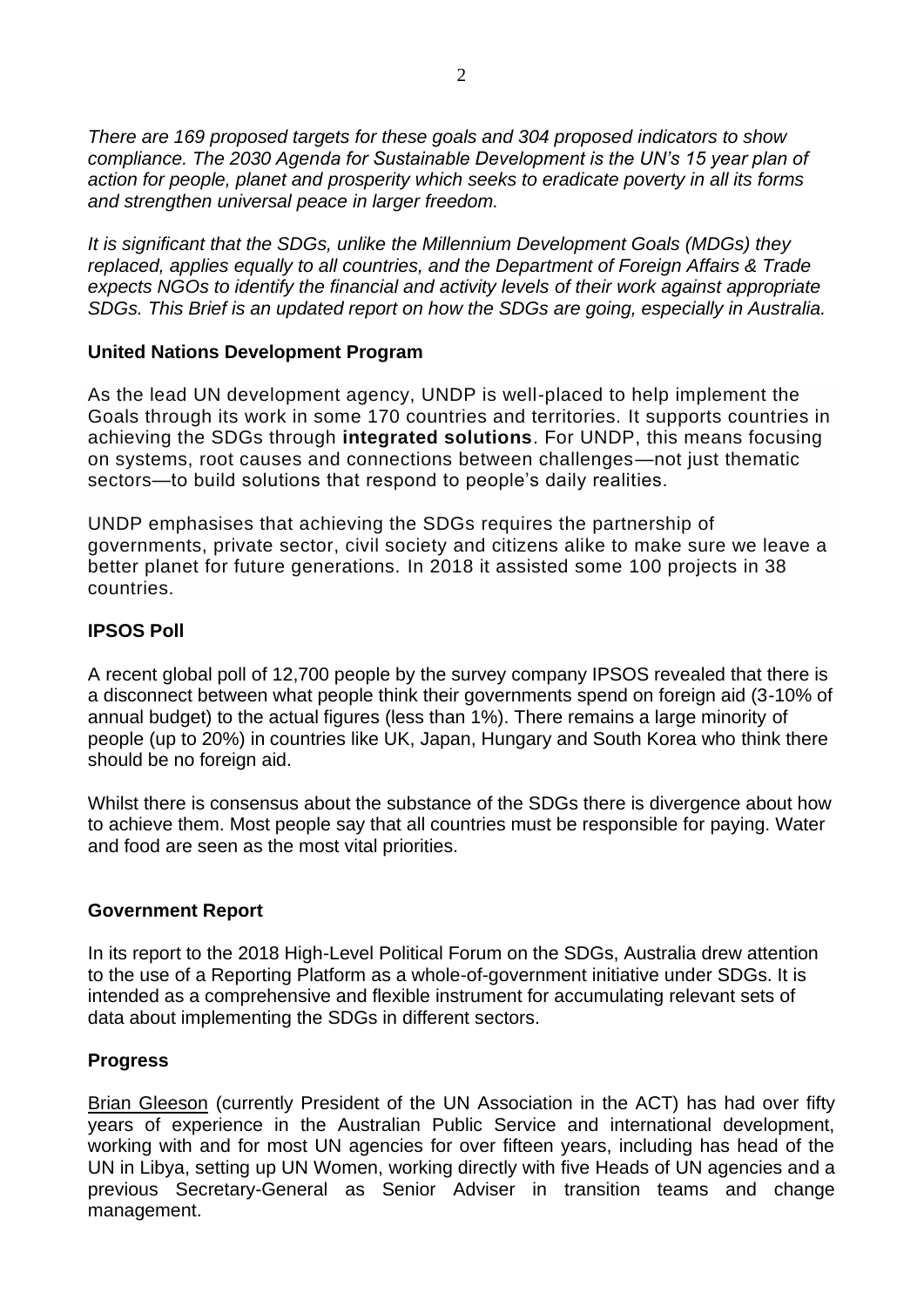*There are 169 proposed targets for these goals and 304 proposed indicators to show compliance. The 2030 Agenda for Sustainable Development is the UN's 15 year plan of action for people, planet and prosperity which seeks to eradicate poverty in all its forms and strengthen universal peace in larger freedom.*

*It is significant that the SDGs, unlike the Millennium Development Goals (MDGs) they replaced, applies equally to all countries, and the Department of Foreign Affairs & Trade expects NGOs to identify the financial and activity levels of their work against appropriate SDGs. This Brief is an updated report on how the SDGs are going, especially in Australia.*

## United Nations Development Program

As the lead UN development agency, UNDP is well-placed to help implement the Goals through its work in some 170 countries and territories. It supports countries in achieving the SDGs through **integrated solutions**. For UNDP, this means focusing on systems, root causes and connections between challenges—not just thematic sectors—to build solutions that respond to people's daily realities.

UNDP emphasises that achieving the SDGs requires the partnership of governments, private sector, civil society and citizens alike to make sure we leave a better planet for future generations. In 2018 it assisted some 100 projects in 38 countries.

## IPSOS Poll

A recent global poll of 12,700 people by the survey company IPSOS revealed that there is a disconnect between what people think their governments spend on foreign aid (3-10% of annual budget) to the actual figures (less than 1%). There remains a large minority of people (up to 20%) in countries like UK, Japan, Hungary and South Korea who think there should be no foreign aid.

Whilst there is consensus about the substance of the SDGs there is divergence about how to achieve them. Most people say that all countries must be responsible for paying. Water and food are seen as the most vital priorities.

## Government Report

In its report to the 2018 High-Level Political Forum on the SDGs, Australia drew attention to the use of a Reporting Platform as a whole-of-government initiative under SDGs. It is intended as a comprehensive and flexible instrument for accumulating relevant sets of data about implementing the SDGs in different sectors.

## Progress

Brian Gleeson (currently President of the UN Association in the ACT) has had over fifty years of experience in the Australian Public Service and international development, working with and for most UN agencies for over fifteen years, including has head of the UN in Libya, setting up UN Women, working directly with five Heads of UN agencies and a previous Secretary-General as Senior Adviser in transition teams and change management.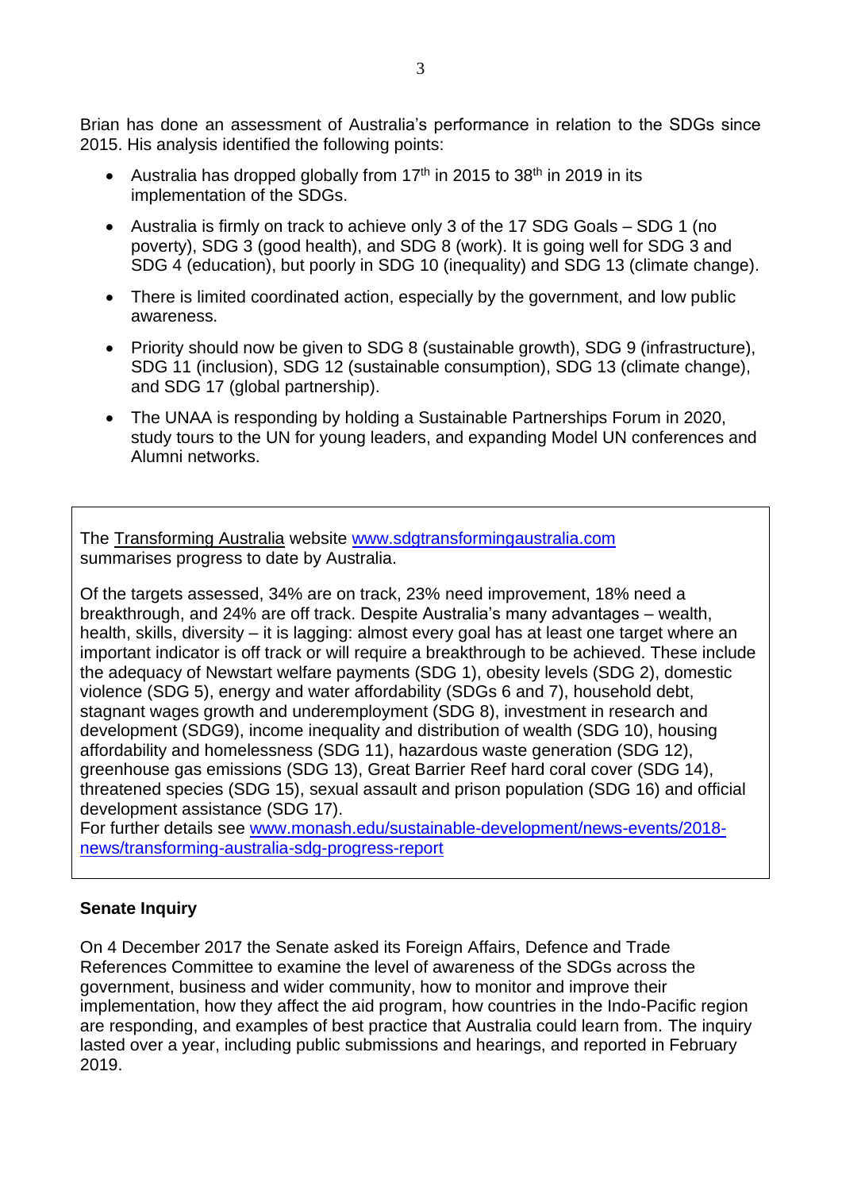Brian has done an assessment of Australia's performance in relation to the SDGs since 2015. His analysis identified the following points:

- Australia has dropped globally from 17th in 2015 to 38th in 2019 in its implementation of the SDGs.
- Australia is firmly on track to achieve only 3 of the 17 SDG Goals – SDG 1 (no poverty), SDG 3 (good health), and SDG 8 (work). It is going well for SDG 3 and SDG 4 (education), but poorly in SDG 10 (inequality) and SDG 13 (climate change).
- There is limited coordinated action, especially by the government, and low public awareness.
- Priority should now be given to SDG 8 (sustainable growth), SDG 9 (infrastructure), SDG 11 (inclusion), SDG 12 (sustainable consumption), SDG 13 (climate change), and SDG 17 (global partnership).
- The UNAA is responding by holding a Sustainable Partnerships Forum in 2020, study tours to the UN for young leaders, and expanding Model UN conferences and Alumni networks.

---

The Transforming Australia website www.sdgtransformingaustralia.com summarises progress to date by Australia.

Of the targets assessed, 34% are on track, 23% need improvement, 18% need a breakthrough, and 24% are off track. Despite Australia's many advantages – wealth, health, skills, diversity – it is lagging: almost every goal has at least one target where an important indicator is off track or will require a breakthrough to be achieved. These include the adequacy of Newstart welfare payments (SDG 1), obesity levels (SDG 2), domestic violence (SDG 5), energy and water affordability (SDGs 6 and 7), household debt, stagnant wages growth and underemployment (SDG 8), investment in research and development (SDG9), income inequality and distribution of wealth (SDG 10), housing affordability and homelessness (SDG 11), hazardous waste generation (SDG 12), greenhouse gas emissions (SDG 13), Great Barrier Reef hard coral cover (SDG 14), threatened species (SDG 15), sexual assault and prison population (SDG 16) and official development assistance (SDG 17).
For further details see www.monash.edu/sustainable-development/news-events/2018-news/transforming-australia-sdg-progress-report

---

**Senate Inquiry**

On 4 December 2017 the Senate asked its Foreign Affairs, Defence and Trade References Committee to examine the level of awareness of the SDGs across the government, business and wider community, how to monitor and improve their implementation, how they affect the aid program, how countries in the Indo-Pacific region are responding, and examples of best practice that Australia could learn from. The inquiry lasted over a year, including public submissions and hearings, and reported in February 2019.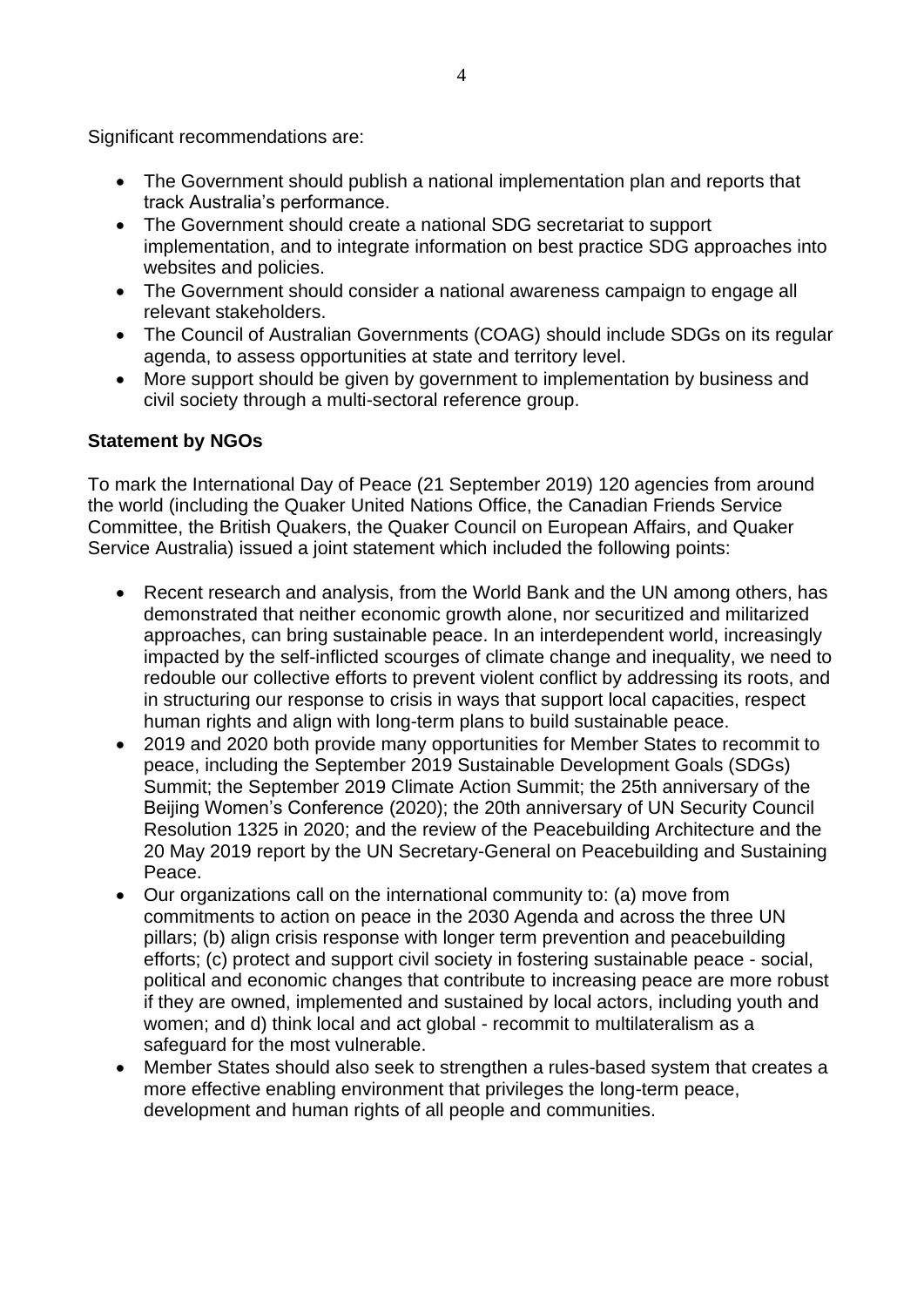Significant recommendations are:

- The Government should publish a national implementation plan and reports that track Australia's performance.
- The Government should create a national SDG secretariat to support implementation, and to integrate information on best practice SDG approaches into websites and policies.
- The Government should consider a national awareness campaign to engage all relevant stakeholders.
- The Council of Australian Governments (COAG) should include SDGs on its regular agenda, to assess opportunities at state and territory level.
- More support should be given by government to implementation by business and civil society through a multi-sectoral reference group.

**Statement by NGOs**

To mark the International Day of Peace (21 September 2019) 120 agencies from around the world (including the Quaker United Nations Office, the Canadian Friends Service Committee, the British Quakers, the Quaker Council on European Affairs, and Quaker Service Australia) issued a joint statement which included the following points:

- Recent research and analysis, from the World Bank and the UN among others, has demonstrated that neither economic growth alone, nor securitized and militarized approaches, can bring sustainable peace. In an interdependent world, increasingly impacted by the self-inflicted scourges of climate change and inequality, we need to redouble our collective efforts to prevent violent conflict by addressing its roots, and in structuring our response to crisis in ways that support local capacities, respect human rights and align with long-term plans to build sustainable peace.
- 2019 and 2020 both provide many opportunities for Member States to recommit to peace, including the September 2019 Sustainable Development Goals (SDGs) Summit; the September 2019 Climate Action Summit; the 25th anniversary of the Beijing Women's Conference (2020); the 20th anniversary of UN Security Council Resolution 1325 in 2020; and the review of the Peacebuilding Architecture and the 20 May 2019 report by the UN Secretary-General on Peacebuilding and Sustaining Peace.
- Our organizations call on the international community to: (a) move from commitments to action on peace in the 2030 Agenda and across the three UN pillars; (b) align crisis response with longer term prevention and peacebuilding efforts; (c) protect and support civil society in fostering sustainable peace - social, political and economic changes that contribute to increasing peace are more robust if they are owned, implemented and sustained by local actors, including youth and women; and d) think local and act global - recommit to multilateralism as a safeguard for the most vulnerable.
- Member States should also seek to strengthen a rules-based system that creates a more effective enabling environment that privileges the long-term peace, development and human rights of all people and communities.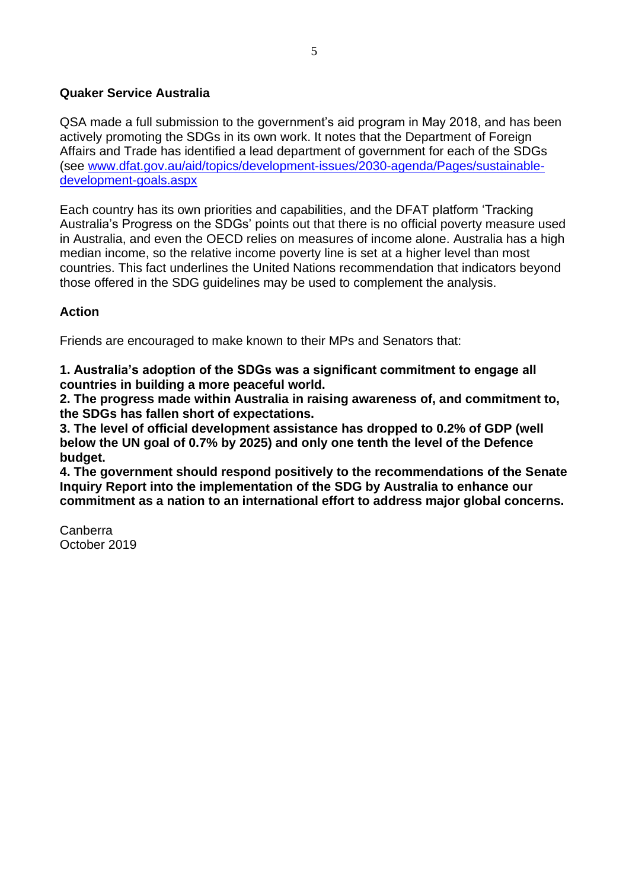**Quaker Service Australia**

QSA made a full submission to the government's aid program in May 2018, and has been actively promoting the SDGs in its own work. It notes that the Department of Foreign Affairs and Trade has identified a lead department of government for each of the SDGs (see [www.dfat.gov.au/aid/topics/development-issues/2030-agenda/Pages/sustainable-development-goals.aspx](www.dfat.gov.au/aid/topics/development-issues/2030-agenda/Pages/sustainable-development-goals.aspx)

Each country has its own priorities and capabilities, and the DFAT platform 'Tracking Australia's Progress on the SDGs' points out that there is no official poverty measure used in Australia, and even the OECD relies on measures of income alone. Australia has a high median income, so the relative income poverty line is set at a higher level than most countries. This fact underlines the United Nations recommendation that indicators beyond those offered in the SDG guidelines may be used to complement the analysis.

**Action**

Friends are encouraged to make known to their MPs and Senators that:

**1. Australia's adoption of the SDGs was a significant commitment to engage all countries in building a more peaceful world.**
**2. The progress made within Australia in raising awareness of, and commitment to, the SDGs has fallen short of expectations.**
**3. The level of official development assistance has dropped to 0.2% of GDP (well below the UN goal of 0.7% by 2025) and only one tenth the level of the Defence budget.**
**4. The government should respond positively to the recommendations of the Senate Inquiry Report into the implementation of the SDG by Australia to enhance our commitment as a nation to an international effort to address major global concerns.**

Canberra
October 2019